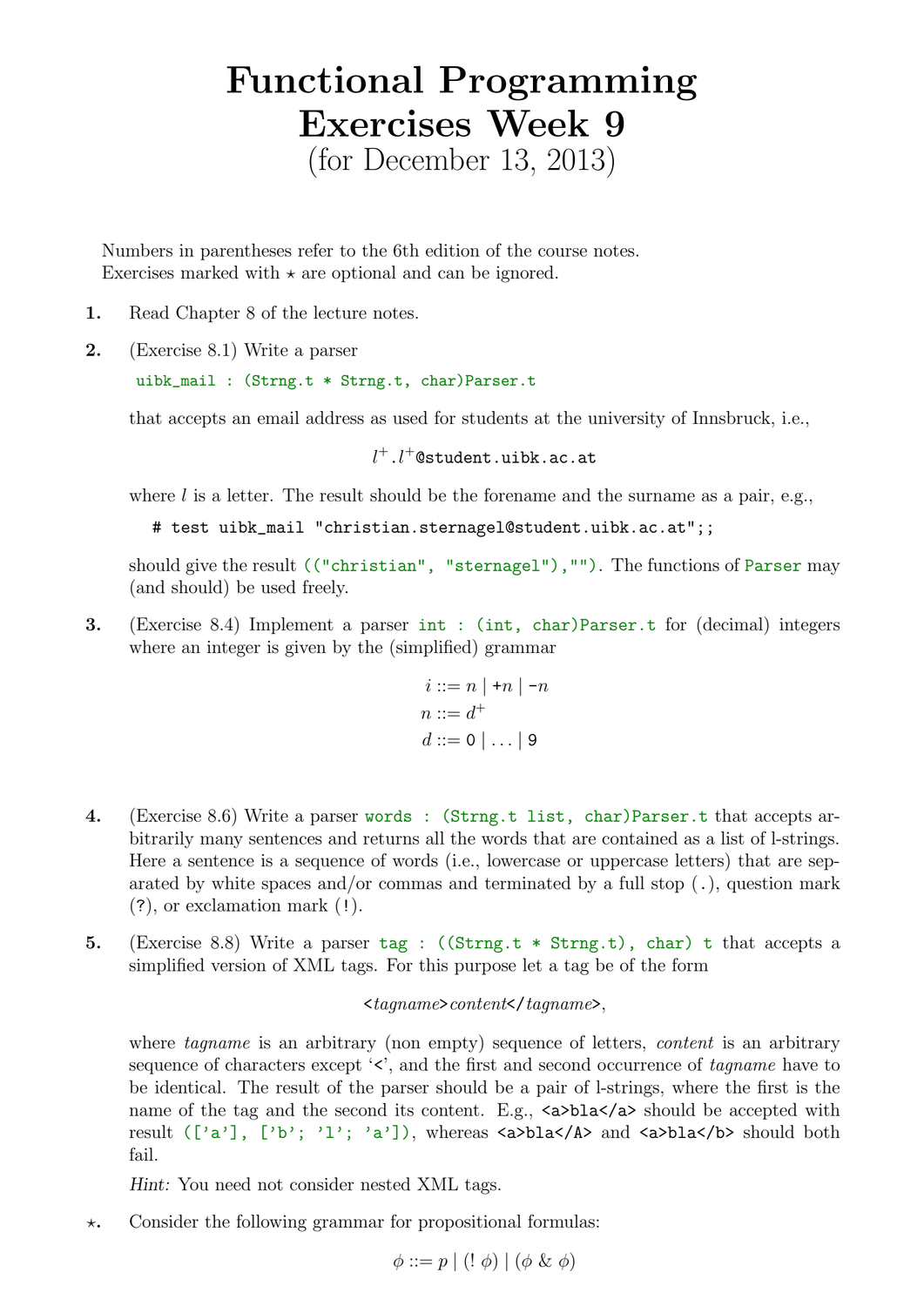# Functional Programming
# Exercises Week 9

(for December 13, 2013)

Numbers in parentheses refer to the 6th edition of the course notes.
Exercises marked with ⋆ are optional and can be ignored.

**1.** Read Chapter 8 of the lecture notes.

**2.** (Exercise 8.1) Write a parser

`uibk_mail : (Strng.t * Strng.t, char)Parser.t`

that accepts an email address as used for students at the university of Innsbruck, i.e.,

$$l^+\texttt{.}l^+\texttt{@student.uibk.ac.at}$$

where $l$ is a letter. The result should be the forename and the surname as a pair, e.g.,

```
# test uibk_mail "christian.sternagel@student.uibk.ac.at";;
```

should give the result `(("christian", "sternagel"),"")`. The functions of `Parser` may (and should) be used freely.

**3.** (Exercise 8.4) Implement a parser `int : (int, char)Parser.t` for (decimal) integers where an integer is given by the (simplified) grammar

$$i ::= n \mid \texttt{+}n \mid \texttt{-}n$$
$$n ::= d^+$$
$$d ::= \texttt{0} \mid \ldots \mid \texttt{9}$$

**4.** (Exercise 8.6) Write a parser `words : (Strng.t list, char)Parser.t` that accepts arbitrarily many sentences and returns all the words that are contained as a list of l-strings. Here a sentence is a sequence of words (i.e., lowercase or uppercase letters) that are separated by white spaces and/or commas and terminated by a full stop (`.`), question mark (`?`), or exclamation mark (`!`).

**5.** (Exercise 8.8) Write a parser `tag : ((Strng.t * Strng.t), char) t` that accepts a simplified version of XML tags. For this purpose let a tag be of the form

<*tagname*>*content*</*tagname*>,

where *tagname* is an arbitrary (non empty) sequence of letters, *content* is an arbitrary sequence of characters except '`<`', and the first and second occurrence of *tagname* have to be identical. The result of the parser should be a pair of l-strings, where the first is the name of the tag and the second its content. E.g., `<a>bla</a>` should be accepted with result `(['a'], ['b'; 'l'; 'a'])`, whereas `<a>bla</A>` and `<a>bla</b>` should both fail.

*Hint:* You need not consider nested XML tags.

**⋆.** Consider the following grammar for propositional formulas:

$$\phi ::= p \mid (!\ \phi) \mid (\phi\ \&\ \phi)$$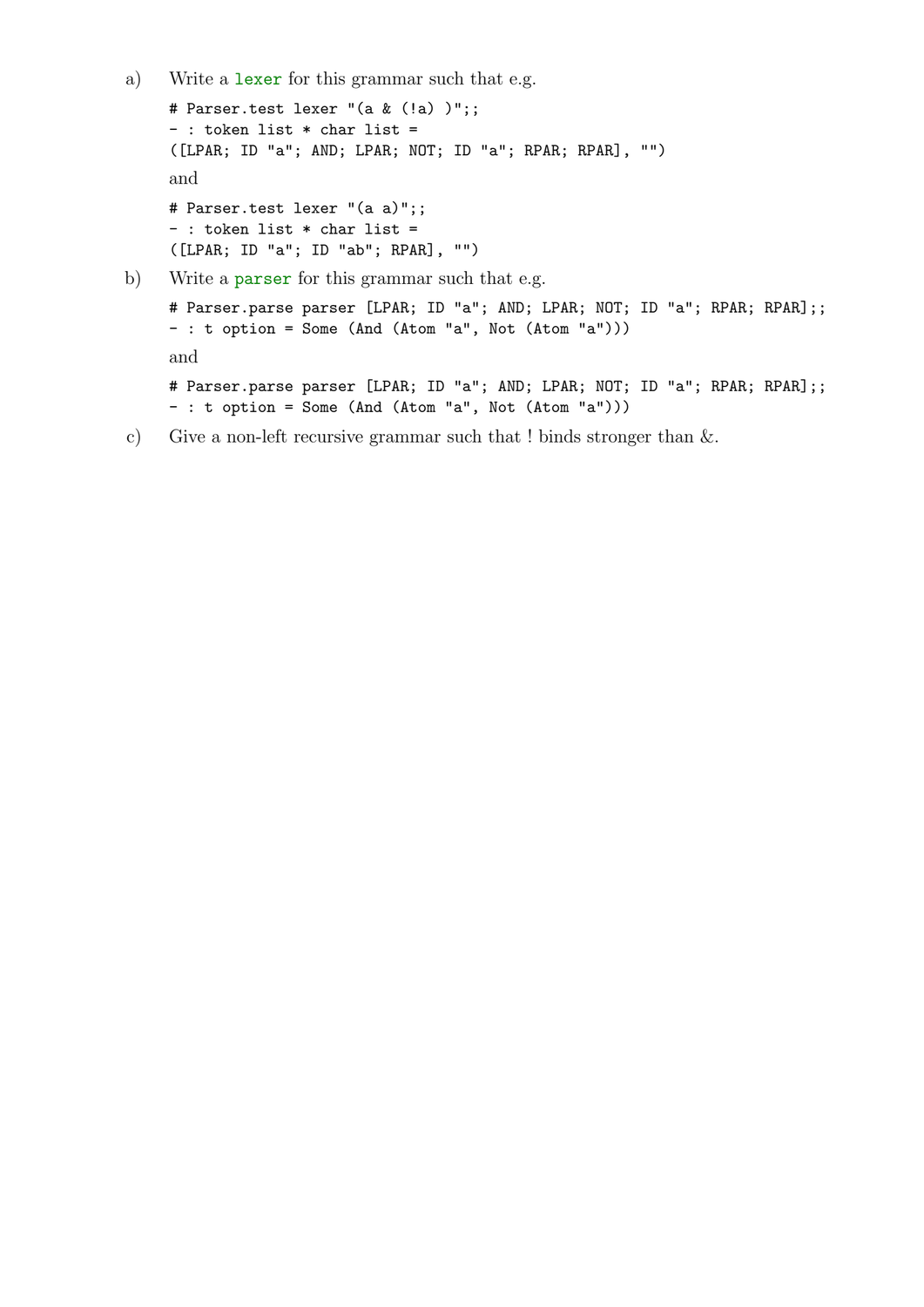a) Write a `lexer` for this grammar such that e.g.

```
# Parser.test lexer "(a & (!a) )";;
- : token list * char list =
([LPAR; ID "a"; AND; LPAR; NOT; ID "a"; RPAR; RPAR], "")
```

and

```
# Parser.test lexer "(a a)";;
- : token list * char list =
([LPAR; ID "a"; ID "ab"; RPAR], "")
```

b) Write a `parser` for this grammar such that e.g.

```
# Parser.parse parser [LPAR; ID "a"; AND; LPAR; NOT; ID "a"; RPAR; RPAR];;
- : t option = Some (And (Atom "a", Not (Atom "a")))
```

and

```
# Parser.parse parser [LPAR; ID "a"; AND; LPAR; NOT; ID "a"; RPAR; RPAR];;
- : t option = Some (And (Atom "a", Not (Atom "a")))
```

c) Give a non-left recursive grammar such that ! binds stronger than &.